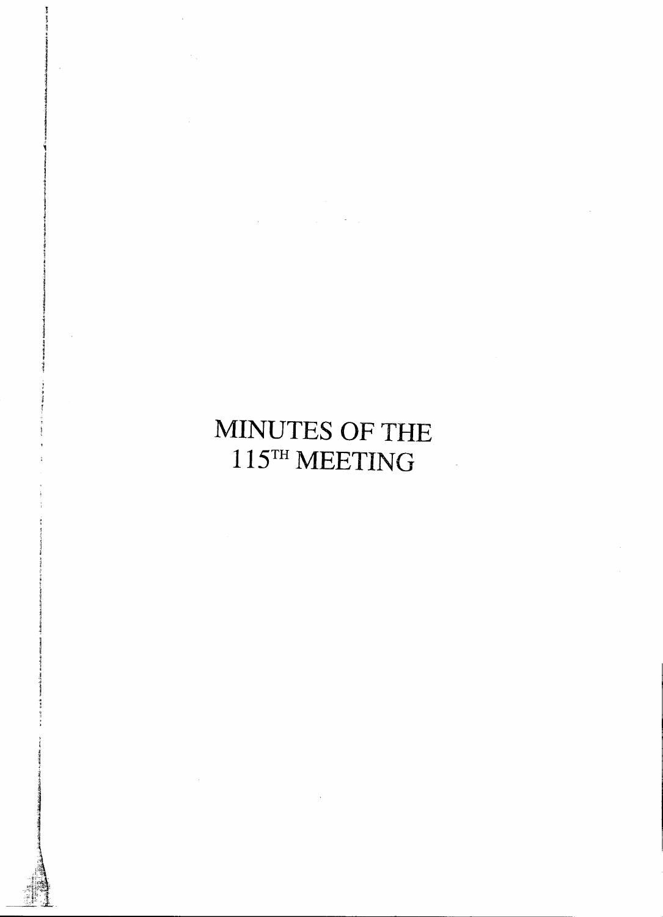# MINUTES OF THE 115$^{TH}$ MEETING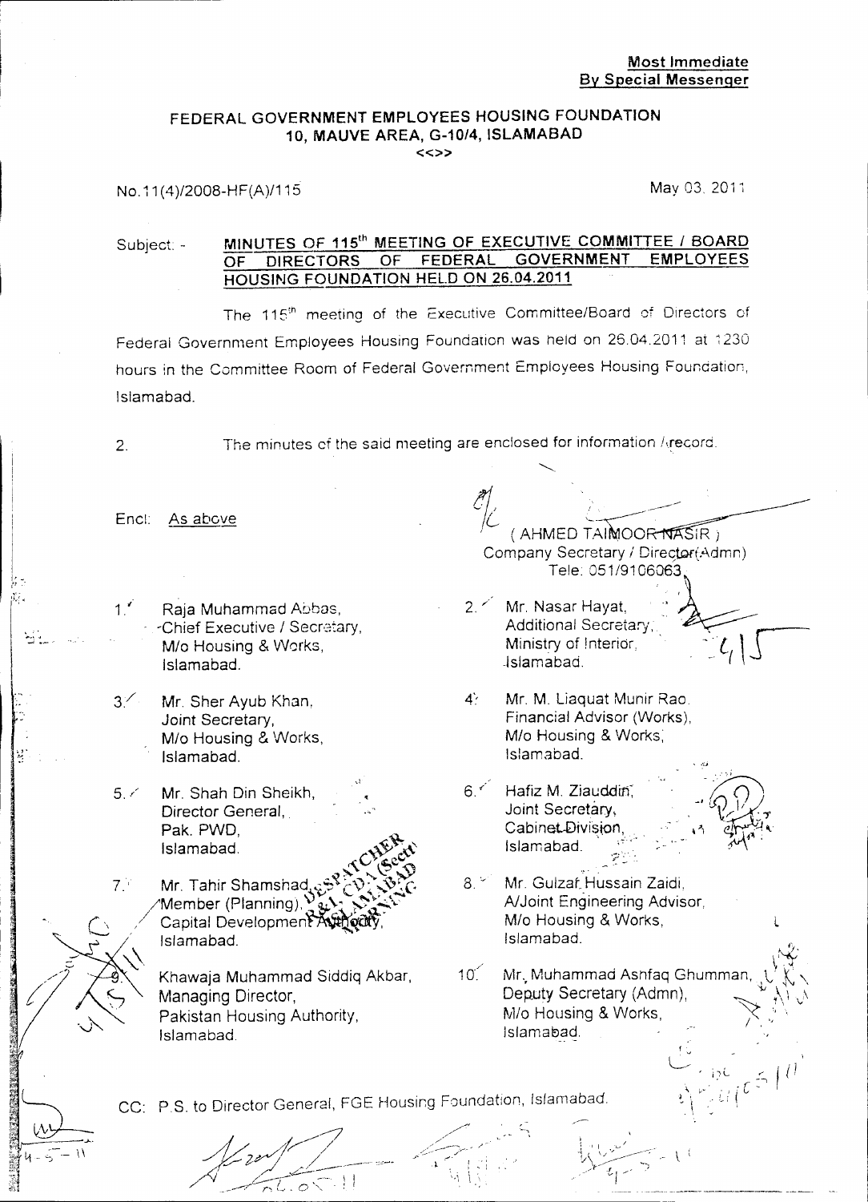**Most Immediate**
**By Special Messenger**

## FEDERAL GOVERNMENT EMPLOYEES HOUSING FOUNDATION
## 10, MAUVE AREA, G-10/4, ISLAMABAD

<<>>

No.11(4)/2008-HF(A)/115

May 03, 2011

Subject: - **MINUTES OF 115[th] MEETING OF EXECUTIVE COMMITTEE / BOARD OF DIRECTORS OF FEDERAL GOVERNMENT EMPLOYEES HOUSING FOUNDATION HELD ON 26.04.2011**

The 115[th] meeting of the Executive Committee/Board of Directors of Federal Government Employees Housing Foundation was held on 26.04.2011 at 1230 hours in the Committee Room of Federal Government Employees Housing Foundation, Islamabad.

2. The minutes of the said meeting are enclosed for information / record.

Encl: As above

( AHMED TAIMOOR NASIR )
Company Secretary / Director(Admn)
Tele: 051/9106063

1. Raja Muhammad Abbas,
   Chief Executive / Secretary,
   M/o Housing & Works,
   Islamabad.

2. Mr. Nasar Hayat,
   Additional Secretary,
   Ministry of Interior,
   Islamabad.

3. Mr. Sher Ayub Khan,
   Joint Secretary,
   M/o Housing & Works,
   Islamabad.

4. Mr. M. Liaquat Munir Rao,
   Financial Advisor (Works),
   M/o Housing & Works,
   Islamabad.

5. Mr. Shah Din Sheikh,
   Director General,
   Pak. PWD,
   Islamabad.

6. Hafiz M. Ziauddin,
   Joint Secretary,
   Cabinet Division,
   Islamabad.

7. Mr. Tahir Shamshad,
   Member (Planning),
   Capital Development Authority,
   Islamabad.

8. Mr. Gulzar Hussain Zaidi,
   A/Joint Engineering Advisor,
   M/o Housing & Works,
   Islamabad.

9. Khawaja Muhammad Siddiq Akbar,
   Managing Director,
   Pakistan Housing Authority,
   Islamabad.

10. Mr. Muhammad Ashfaq Ghumman,
    Deputy Secretary (Admn),
    M/o Housing & Works,
    Islamabad.

CC: P.S. to Director General, FGE Housing Foundation, Islamabad.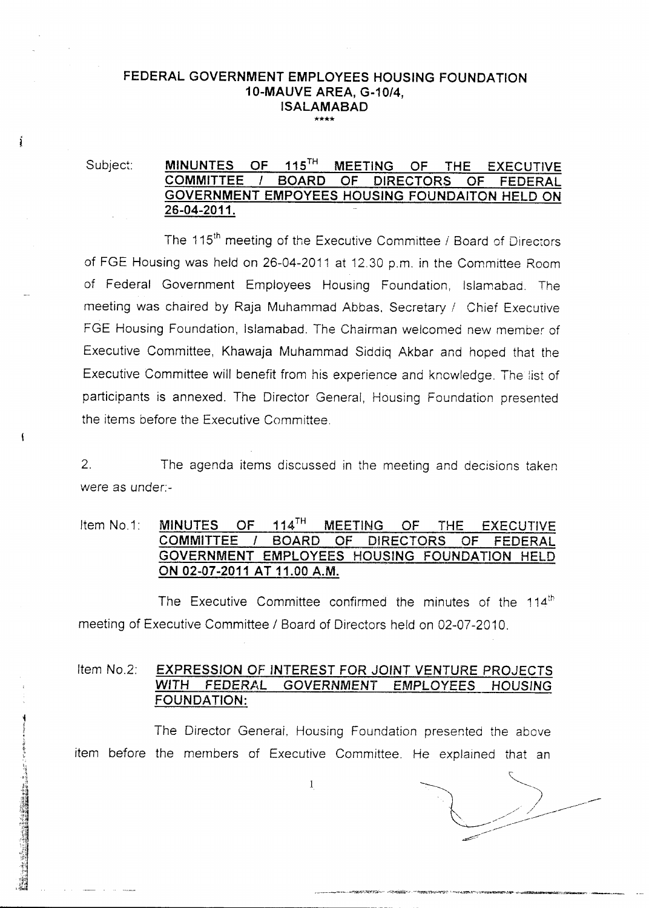# FEDERAL GOVERNMENT EMPLOYEES HOUSING FOUNDATION
## 10-MAUVE AREA, G-10/4,
## ISALAMABAD

****

Subject: **MINUNTES OF 115TH MEETING OF THE EXECUTIVE COMMITTEE / BOARD OF DIRECTORS OF FEDERAL GOVERNMENT EMPOYEES HOUSING FOUNDAITON HELD ON 26-04-2011.**

The 115th meeting of the Executive Committee / Board of Directors of FGE Housing was held on 26-04-2011 at 12.30 p.m. in the Committee Room of Federal Government Employees Housing Foundation, Islamabad. The meeting was chaired by Raja Muhammad Abbas, Secretary / Chief Executive FGE Housing Foundation, Islamabad. The Chairman welcomed new member of Executive Committee, Khawaja Muhammad Siddiq Akbar and hoped that the Executive Committee will benefit from his experience and knowledge. The list of participants is annexed. The Director General, Housing Foundation presented the items before the Executive Committee.

2. The agenda items discussed in the meeting and decisions taken were as under:-

Item No.1: **MINUTES OF 114TH MEETING OF THE EXECUTIVE COMMITTEE / BOARD OF DIRECTORS OF FEDERAL GOVERNMENT EMPLOYEES HOUSING FOUNDATION HELD ON 02-07-2011 AT 11.00 A.M.**

The Executive Committee confirmed the minutes of the 114th meeting of Executive Committee / Board of Directors held on 02-07-2010.

Item No.2: **EXPRESSION OF INTEREST FOR JOINT VENTURE PROJECTS WITH FEDERAL GOVERNMENT EMPLOYEES HOUSING FOUNDATION:**

The Director General, Housing Foundation presented the above item before the members of Executive Committee. He explained that an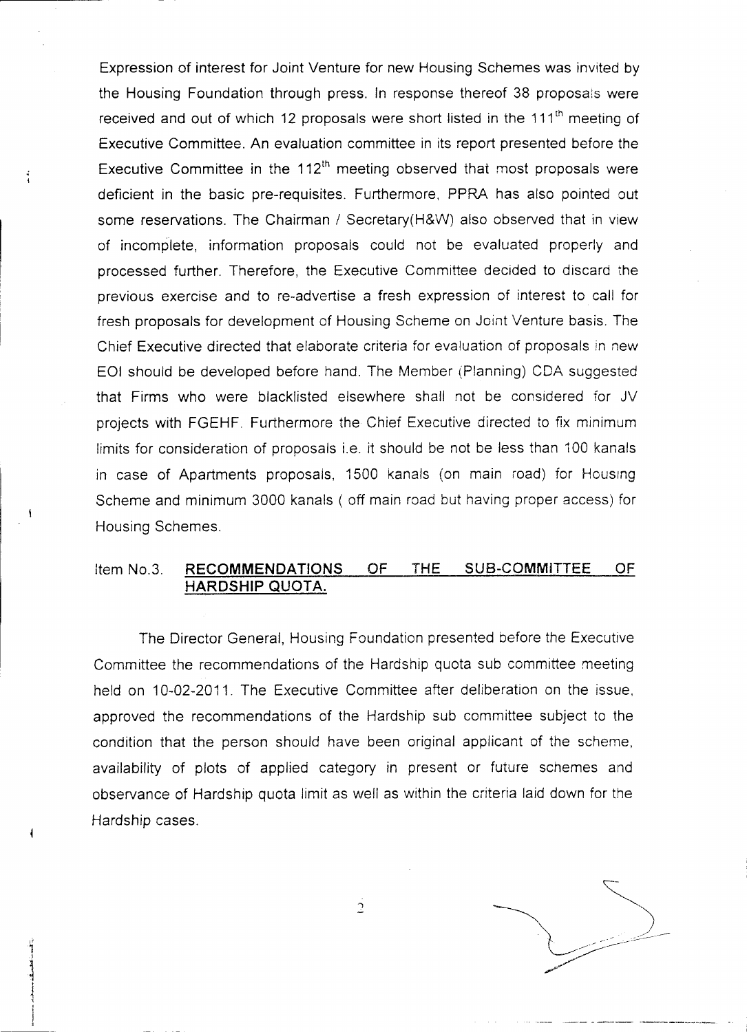Expression of interest for Joint Venture for new Housing Schemes was invited by the Housing Foundation through press. In response thereof 38 proposals were received and out of which 12 proposals were short listed in the 111th meeting of Executive Committee. An evaluation committee in its report presented before the Executive Committee in the 112th meeting observed that most proposals were deficient in the basic pre-requisites. Furthermore, PPRA has also pointed out some reservations. The Chairman / Secretary(H&W) also observed that in view of incomplete, information proposals could not be evaluated properly and processed further. Therefore, the Executive Committee decided to discard the previous exercise and to re-advertise a fresh expression of interest to call for fresh proposals for development of Housing Scheme on Joint Venture basis. The Chief Executive directed that elaborate criteria for evaluation of proposals in new EOI should be developed before hand. The Member (Planning) CDA suggested that Firms who were blacklisted elsewhere shall not be considered for JV projects with FGEHF. Furthermore the Chief Executive directed to fix minimum limits for consideration of proposals i.e. it should be not be less than 100 kanals in case of Apartments proposals, 1500 kanals (on main road) for Housing Scheme and minimum 3000 kanals ( off main road but having proper access) for Housing Schemes.

Item No.3. **RECOMMENDATIONS OF THE SUB-COMMITTEE OF HARDSHIP QUOTA.**

The Director General, Housing Foundation presented before the Executive Committee the recommendations of the Hardship quota sub committee meeting held on 10-02-2011. The Executive Committee after deliberation on the issue, approved the recommendations of the Hardship sub committee subject to the condition that the person should have been original applicant of the scheme, availability of plots of applied category in present or future schemes and observance of Hardship quota limit as well as within the criteria laid down for the Hardship cases.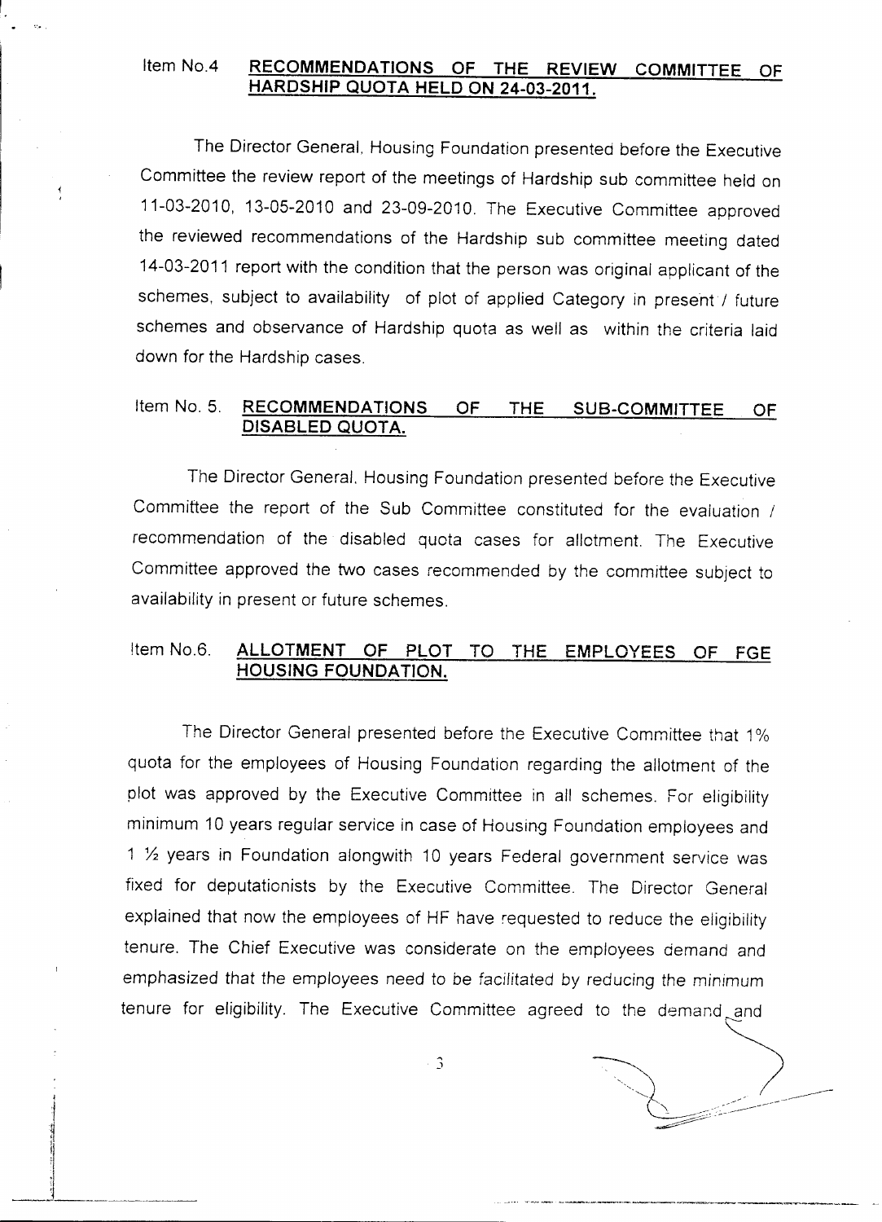Item No.4 **RECOMMENDATIONS OF THE REVIEW COMMITTEE OF HARDSHIP QUOTA HELD ON 24-03-2011.**

The Director General, Housing Foundation presented before the Executive Committee the review report of the meetings of Hardship sub committee held on 11-03-2010, 13-05-2010 and 23-09-2010. The Executive Committee approved the reviewed recommendations of the Hardship sub committee meeting dated 14-03-2011 report with the condition that the person was original applicant of the schemes, subject to availability of plot of applied Category in present / future schemes and observance of Hardship quota as well as within the criteria laid down for the Hardship cases.

Item No. 5. **RECOMMENDATIONS OF THE SUB-COMMITTEE OF DISABLED QUOTA.**

The Director General, Housing Foundation presented before the Executive Committee the report of the Sub Committee constituted for the evaluation / recommendation of the disabled quota cases for allotment. The Executive Committee approved the two cases recommended by the committee subject to availability in present or future schemes.

Item No.6. **ALLOTMENT OF PLOT TO THE EMPLOYEES OF FGE HOUSING FOUNDATION.**

The Director General presented before the Executive Committee that 1% quota for the employees of Housing Foundation regarding the allotment of the plot was approved by the Executive Committee in all schemes. For eligibility minimum 10 years regular service in case of Housing Foundation employees and 1 ½ years in Foundation alongwith 10 years Federal government service was fixed for deputationists by the Executive Committee. The Director General explained that now the employees of HF have requested to reduce the eligibility tenure. The Chief Executive was considerate on the employees demand and emphasized that the employees need to be facilitated by reducing the minimum tenure for eligibility. The Executive Committee agreed to the demand and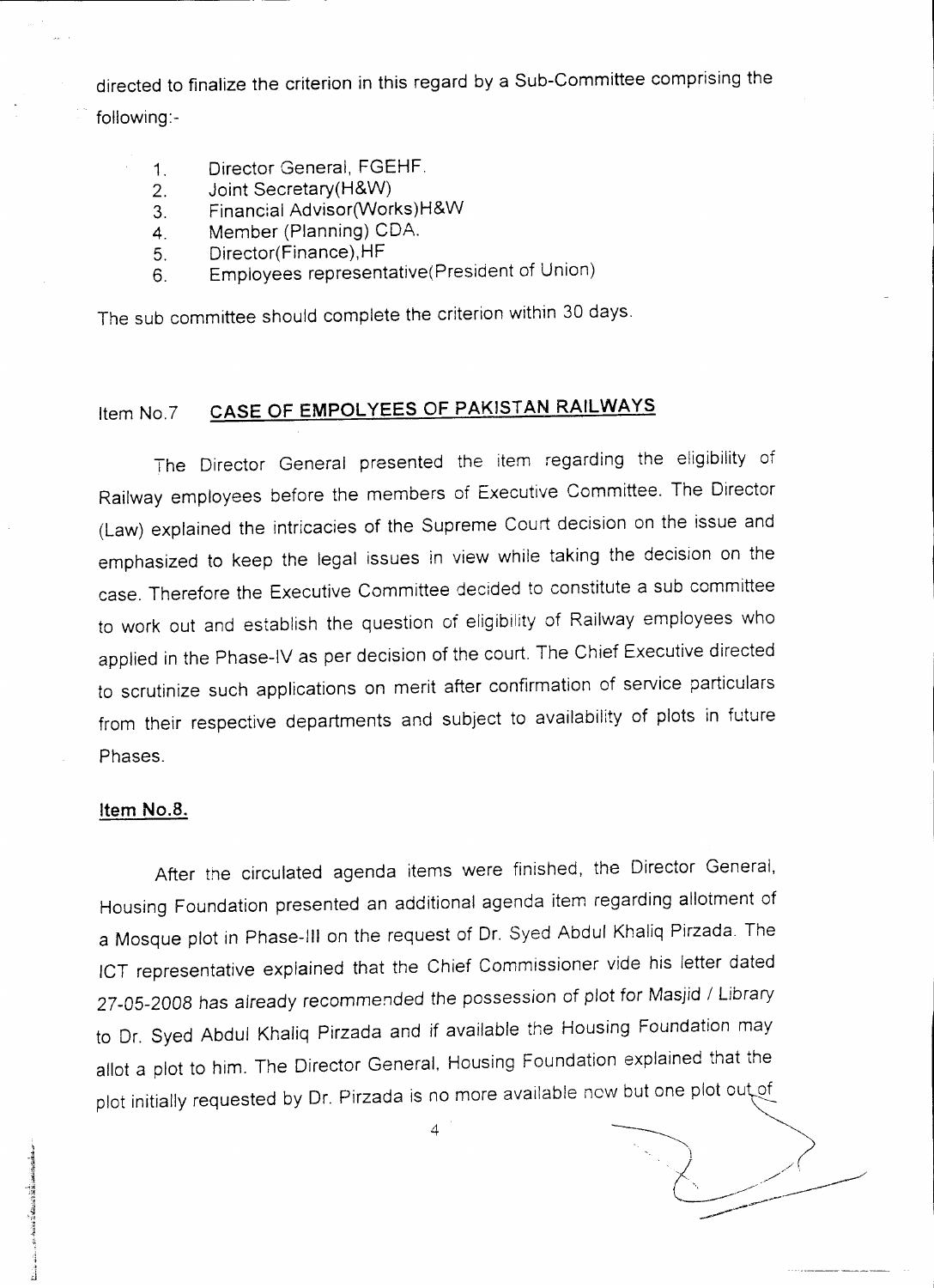directed to finalize the criterion in this regard by a Sub-Committee comprising the following:-

1. Director General, FGEHF.
2. Joint Secretary(H&W)
3. Financial Advisor(Works)H&W
4. Member (Planning) CDA.
5. Director(Finance),HF
6. Employees representative(President of Union)

The sub committee should complete the criterion within 30 days.

## Item No.7 **CASE OF EMPOLYEES OF PAKISTAN RAILWAYS**

The Director General presented the item regarding the eligibility of Railway employees before the members of Executive Committee. The Director (Law) explained the intricacies of the Supreme Court decision on the issue and emphasized to keep the legal issues in view while taking the decision on the case. Therefore the Executive Committee decided to constitute a sub committee to work out and establish the question of eligibility of Railway employees who applied in the Phase-IV as per decision of the court. The Chief Executive directed to scrutinize such applications on merit after confirmation of service particulars from their respective departments and subject to availability of plots in future Phases.

## **Item No.8.**

After the circulated agenda items were finished, the Director General, Housing Foundation presented an additional agenda item regarding allotment of a Mosque plot in Phase-III on the request of Dr. Syed Abdul Khaliq Pirzada. The ICT representative explained that the Chief Commissioner vide his letter dated 27-05-2008 has already recommended the possession of plot for Masjid / Library to Dr. Syed Abdul Khaliq Pirzada and if available the Housing Foundation may allot a plot to him. The Director General, Housing Foundation explained that the plot initially requested by Dr. Pirzada is no more available now but one plot out of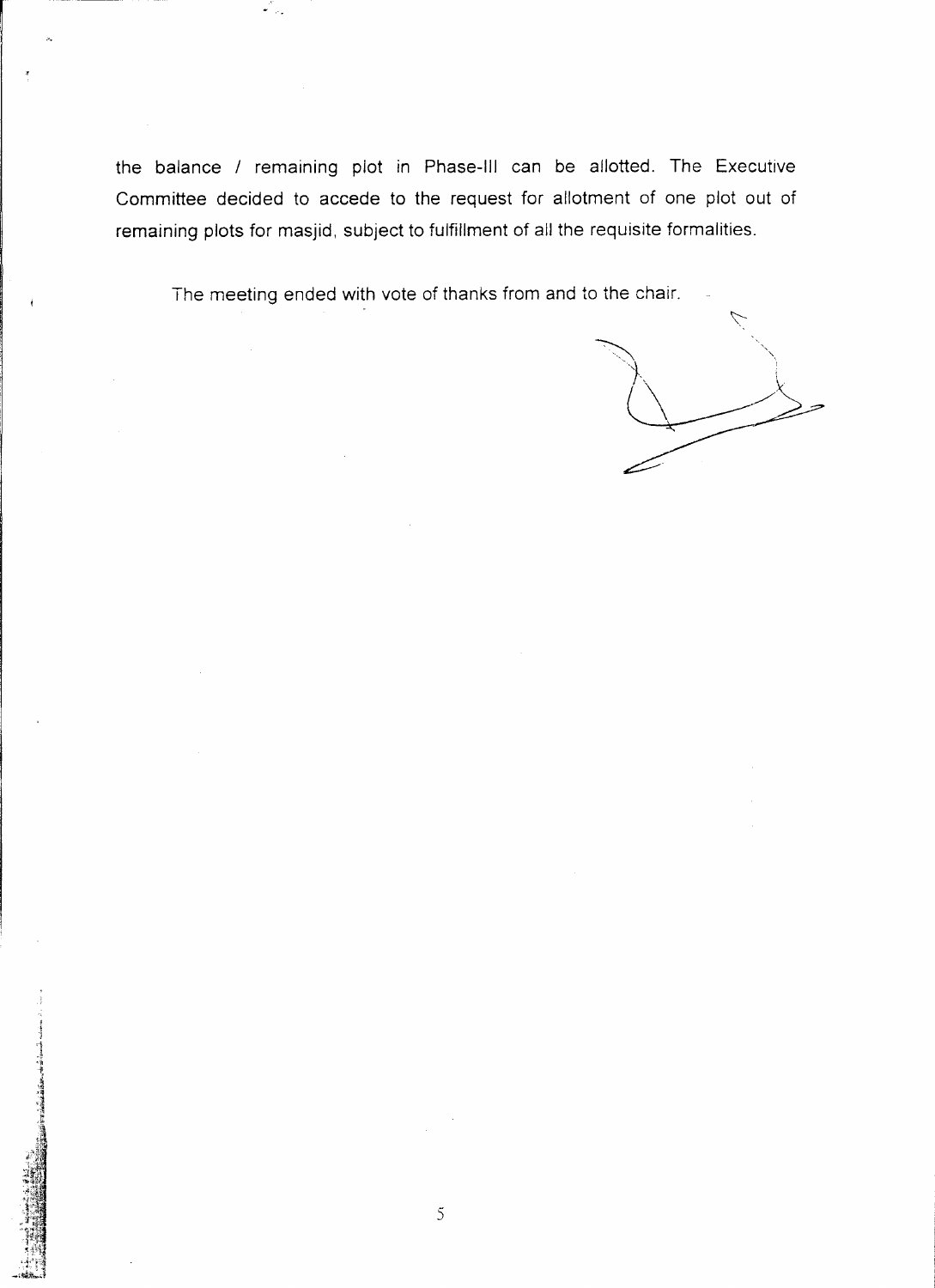the balance / remaining plot in Phase-III can be allotted. The Executive Committee decided to accede to the request for allotment of one plot out of remaining plots for masjid, subject to fulfillment of all the requisite formalities.

The meeting ended with vote of thanks from and to the chair.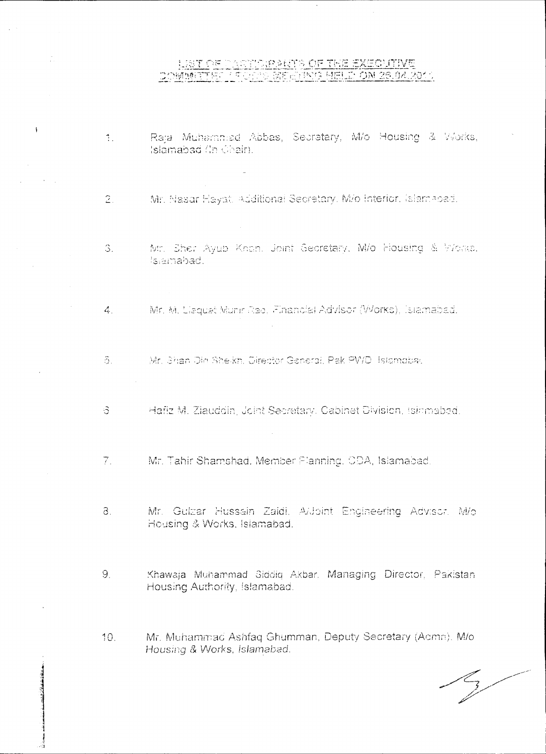# LIST OF PARTICIPANTS OF THE EXECUTIVE COMMITTEE (ECHD) MEETING HELD ON 28.04.2011

1. Raja Muhammad Abbas, Secretary, M/o Housing & Works, Islamabad (In Chair).

2. Mr. Nasar Hayat, Additional Secretary, M/o Interior, Islamabad.

3. Mr. Sher Ayub Khan, Joint Secretary, M/o Housing & Works, Islamabad.

4. Mr. M. Liaquat Munir Rao, Financial Advisor (Works), Islamabad.

5. Mr. Shan Din Sheikh, Director General, Pak PWD, Islamabad.

6. Hafiz M. Ziauddin, Joint Secretary, Cabinet Division, Islamabad.

7. Mr. Tahir Shamshad, Member Planning, CDA, Islamabad.

8. Mr. Gulzar Hussain Zaidi, A/Joint Engineering Advisor, M/o Housing & Works, Islamabad.

9. Khawaja Muhammad Siddiq Akbar, Managing Director, Pakistan Housing Authority, Islamabad.

10. Mr. Muhammad Ashfaq Ghumman, Deputy Secretary (Admn), M/o Housing & Works, Islamabad.